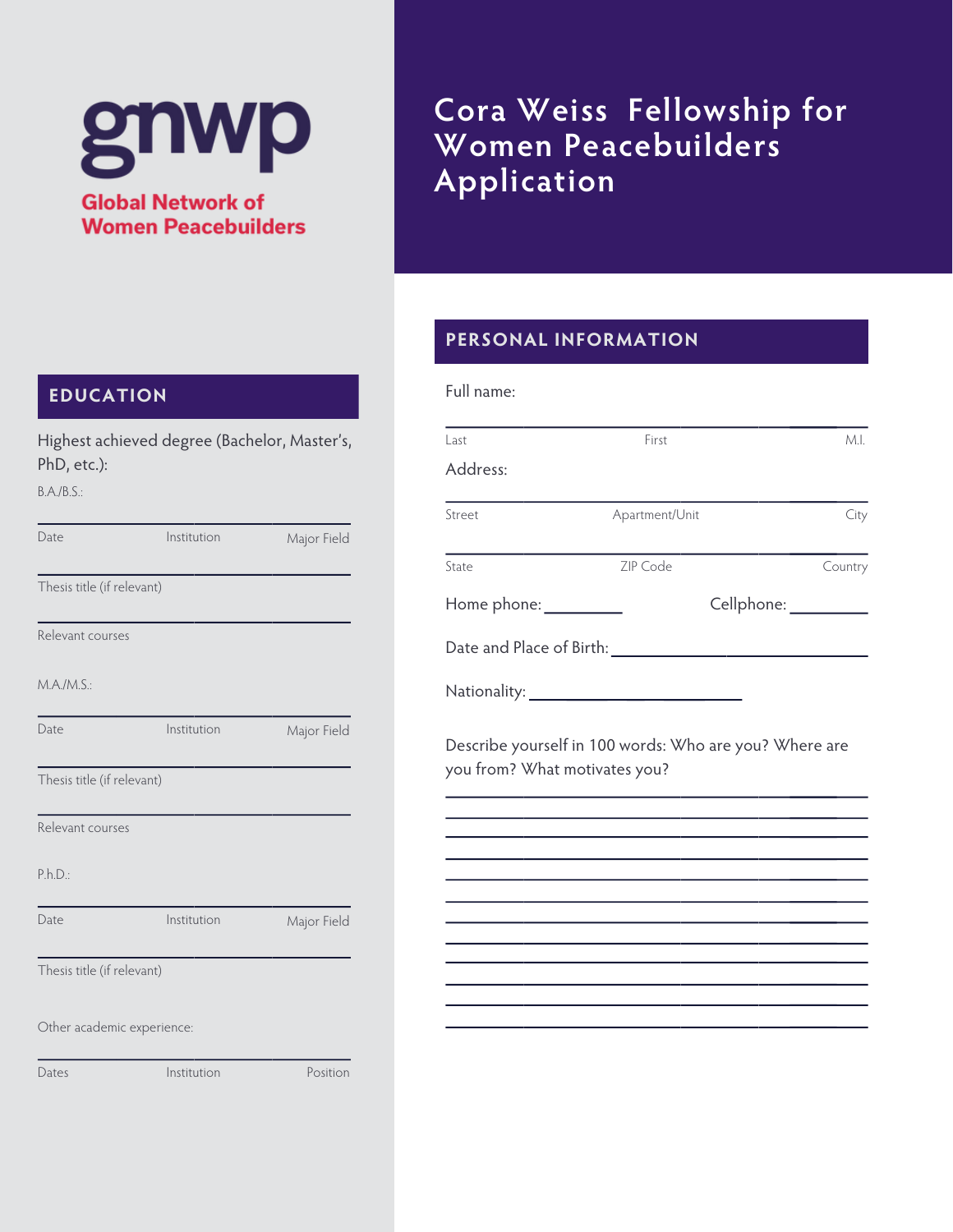gnwp

Global Network of Women Peacebuilders

# Cora Weiss Fellowship for Women Peacebuilders Application

## PERSONAL INFORMATION

Full name:

\_\_\_\_\_\_\_\_\_\_\_\_\_\_\_\_\_\_\_\_\_\_\_\_\_\_\_\_\_\_\_\_\_\_\_\_\_\_\_\_\_\_\_\_

Last First M.I.

Address:

\_\_\_\_\_\_\_\_\_\_\_\_\_\_\_\_\_\_\_\_\_\_\_\_\_\_\_\_\_\_\_\_\_\_\_\_\_\_\_\_\_\_\_\_

Street Apartment/Unit City

\_\_\_\_\_\_\_\_\_\_\_\_\_\_\_\_\_\_\_\_\_\_\_\_\_\_\_\_\_\_\_\_\_\_\_\_\_\_\_\_\_\_\_\_

State ZIP Code Country

Home phone: \_\_\_\_\_\_\_\_\_ Cellphone: \_\_\_\_\_\_\_\_\_

Date and Place of Birth: \_\_\_\_\_\_\_\_\_\_\_\_\_\_\_\_\_\_\_\_\_\_\_\_\_\_\_\_

Nationality: \_\_\_\_\_\_\_\_\_\_\_\_\_\_\_\_\_\_\_\_\_\_\_

Describe yourself in 100 words: Who are you? Where are you from? What motivates you?

\_\_\_\_\_\_\_\_\_\_\_\_\_\_\_\_\_\_\_\_\_\_\_\_\_\_\_\_\_\_\_\_\_\_\_\_\_\_\_\_\_\_\_\_

\_\_\_\_\_\_\_\_\_\_\_\_\_\_\_\_\_\_\_\_\_\_\_\_\_\_\_\_\_\_\_\_\_\_\_\_\_\_\_\_\_\_\_\_

\_\_\_\_\_\_\_\_\_\_\_\_\_\_\_\_\_\_\_\_\_\_\_\_\_\_\_\_\_\_\_\_\_\_\_\_\_\_\_\_\_\_\_\_

\_\_\_\_\_\_\_\_\_\_\_\_\_\_\_\_\_\_\_\_\_\_\_\_\_\_\_\_\_\_\_\_\_\_\_\_\_\_\_\_\_\_\_\_

\_\_\_\_\_\_\_\_\_\_\_\_\_\_\_\_\_\_\_\_\_\_\_\_\_\_\_\_\_\_\_\_\_\_\_\_\_\_\_\_\_\_\_\_

\_\_\_\_\_\_\_\_\_\_\_\_\_\_\_\_\_\_\_\_\_\_\_\_\_\_\_\_\_\_\_\_\_\_\_\_\_\_\_\_\_\_\_\_

\_\_\_\_\_\_\_\_\_\_\_\_\_\_\_\_\_\_\_\_\_\_\_\_\_\_\_\_\_\_\_\_\_\_\_\_\_\_\_\_\_\_\_\_

\_\_\_\_\_\_\_\_\_\_\_\_\_\_\_\_\_\_\_\_\_\_\_\_\_\_\_\_\_\_\_\_\_\_\_\_\_\_\_\_\_\_\_\_

\_\_\_\_\_\_\_\_\_\_\_\_\_\_\_\_\_\_\_\_\_\_\_\_\_\_\_\_\_\_\_\_\_\_\_\_\_\_\_\_\_\_\_\_

\_\_\_\_\_\_\_\_\_\_\_\_\_\_\_\_\_\_\_\_\_\_\_\_\_\_\_\_\_\_\_\_\_\_\_\_\_\_\_\_\_\_\_\_

\_\_\_\_\_\_\_\_\_\_\_\_\_\_\_\_\_\_\_\_\_\_\_\_\_\_\_\_\_\_\_\_\_\_\_\_\_\_\_\_\_\_\_\_

## EDUCATION

Highest achieved degree (Bachelor, Master's, PhD, etc.):

B.A./B.S.:

\_\_\_\_\_\_\_\_\_\_\_\_\_\_\_\_\_\_\_\_\_\_\_\_\_\_\_\_\_\_\_\_\_\_\_\_

Date Institution Major Field

\_\_\_\_\_\_\_\_\_\_\_\_\_\_\_\_\_\_\_\_\_\_\_\_\_\_\_\_\_\_\_\_\_\_\_\_

Thesis title (if relevant)

\_\_\_\_\_\_\_\_\_\_\_\_\_\_\_\_\_\_\_\_\_\_\_\_\_\_\_\_\_\_\_\_\_\_\_\_

Relevant courses

M.A./M.S.:

\_\_\_\_\_\_\_\_\_\_\_\_\_\_\_\_\_\_\_\_\_\_\_\_\_\_\_\_\_\_\_\_\_\_\_\_

Date Institution Major Field

\_\_\_\_\_\_\_\_\_\_\_\_\_\_\_\_\_\_\_\_\_\_\_\_\_\_\_\_\_\_\_\_\_\_\_\_

Thesis title (if relevant)

\_\_\_\_\_\_\_\_\_\_\_\_\_\_\_\_\_\_\_\_\_\_\_\_\_\_\_\_\_\_\_\_\_\_\_\_

Relevant courses

P.h.D.:

\_\_\_\_\_\_\_\_\_\_\_\_\_\_\_\_\_\_\_\_\_\_\_\_\_\_\_\_\_\_\_\_\_\_\_\_

Date Institution Major Field

\_\_\_\_\_\_\_\_\_\_\_\_\_\_\_\_\_\_\_\_\_\_\_\_\_\_\_\_\_\_\_\_\_\_\_\_

Thesis title (if relevant)

Other academic experience:

\_\_\_\_\_\_\_\_\_\_\_\_\_\_\_\_\_\_\_\_\_\_\_\_\_\_\_\_\_\_\_\_\_\_\_\_

Dates Institution Position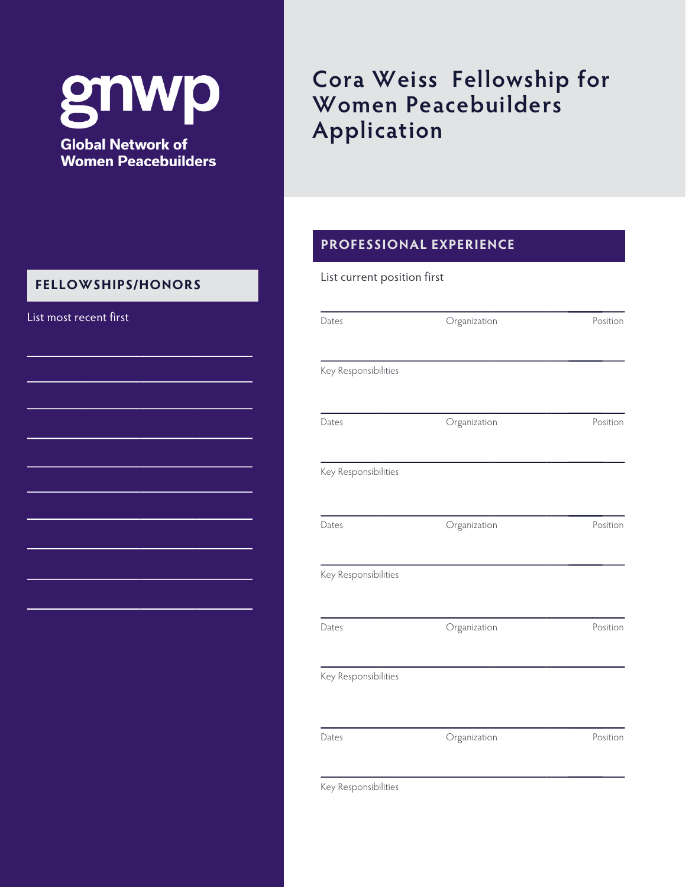gnwp

Global Network of Women Peacebuilders

# Cora Weiss Fellowship for Women Peacebuilders Application

## FELLOWSHIPS/HONORS

List most recent first

## PROFESSIONAL EXPERIENCE

List current position first

| Dates | Organization | Position |
| --- | --- | --- |
| Key Responsibilities | | |

| Dates | Organization | Position |
| --- | --- | --- |
| Key Responsibilities | | |

| Dates | Organization | Position |
| --- | --- | --- |
| Key Responsibilities | | |

| Dates | Organization | Position |
| --- | --- | --- |
| Key Responsibilities | | |

| Dates | Organization | Position |
| --- | --- | --- |
| Key Responsibilities | | |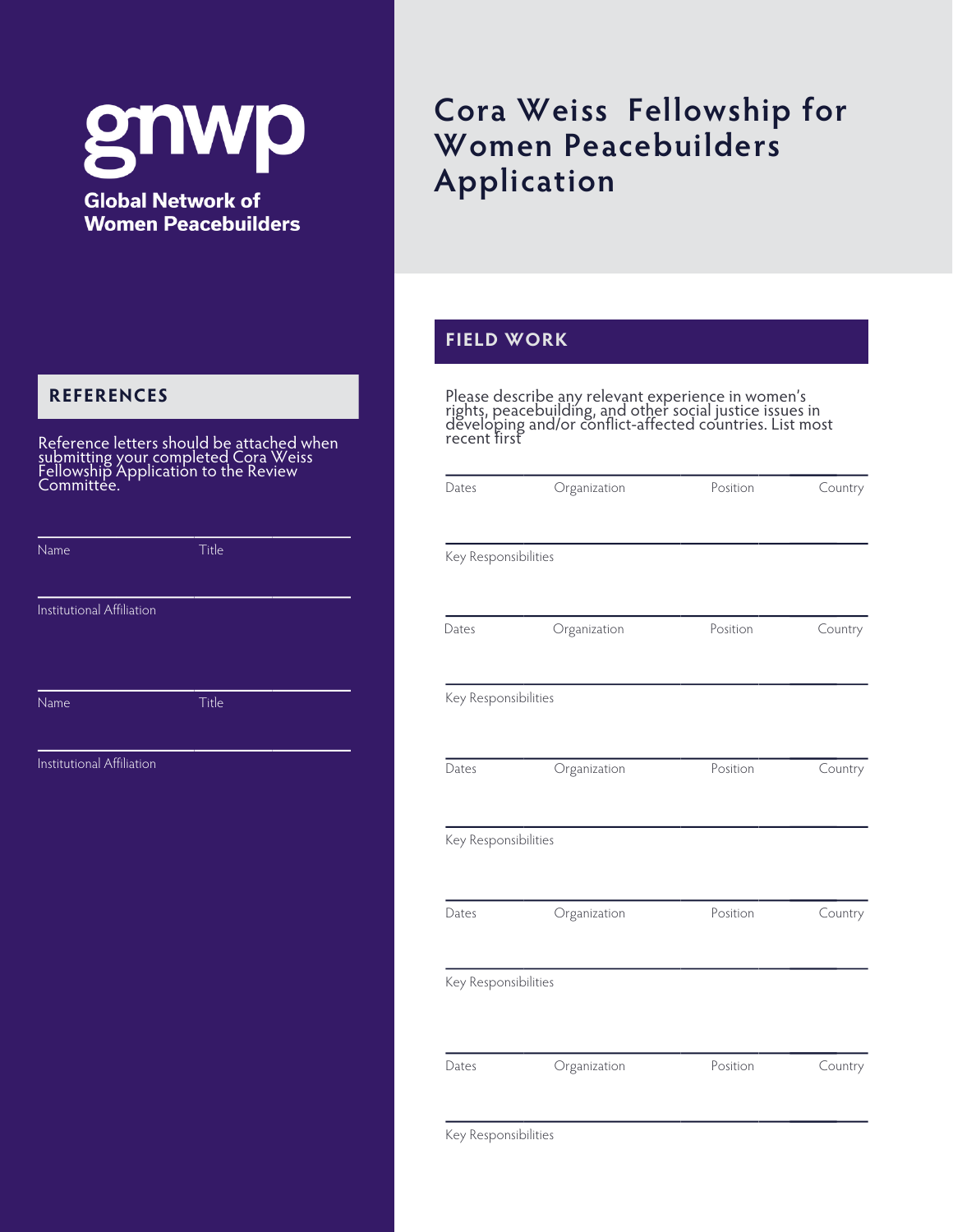gnwp

Global Network of Women Peacebuilders

# Cora Weiss Fellowship for Women Peacebuilders Application

## REFERENCES

Reference letters should be attached when submitting your completed Cora Weiss Fellowship Application to the Review Committee.

| Name | Title |
|---|---|
| Institutional Affiliation | |

| Name | Title |
|---|---|
| Institutional Affiliation | |

## FIELD WORK

Please describe any relevant experience in women's rights, peacebuilding, and other social justice issues in developing and/or conflict-affected countries. List most recent first

| Dates | Organization | Position | Country |
|---|---|---|---|
| Key Responsibilities | | | |

| Dates | Organization | Position | Country |
|---|---|---|---|
| Key Responsibilities | | | |

| Dates | Organization | Position | Country |
|---|---|---|---|
| Key Responsibilities | | | |

| Dates | Organization | Position | Country |
|---|---|---|---|
| Key Responsibilities | | | |

| Dates | Organization | Position | Country |
|---|---|---|---|
| Key Responsibilities | | | |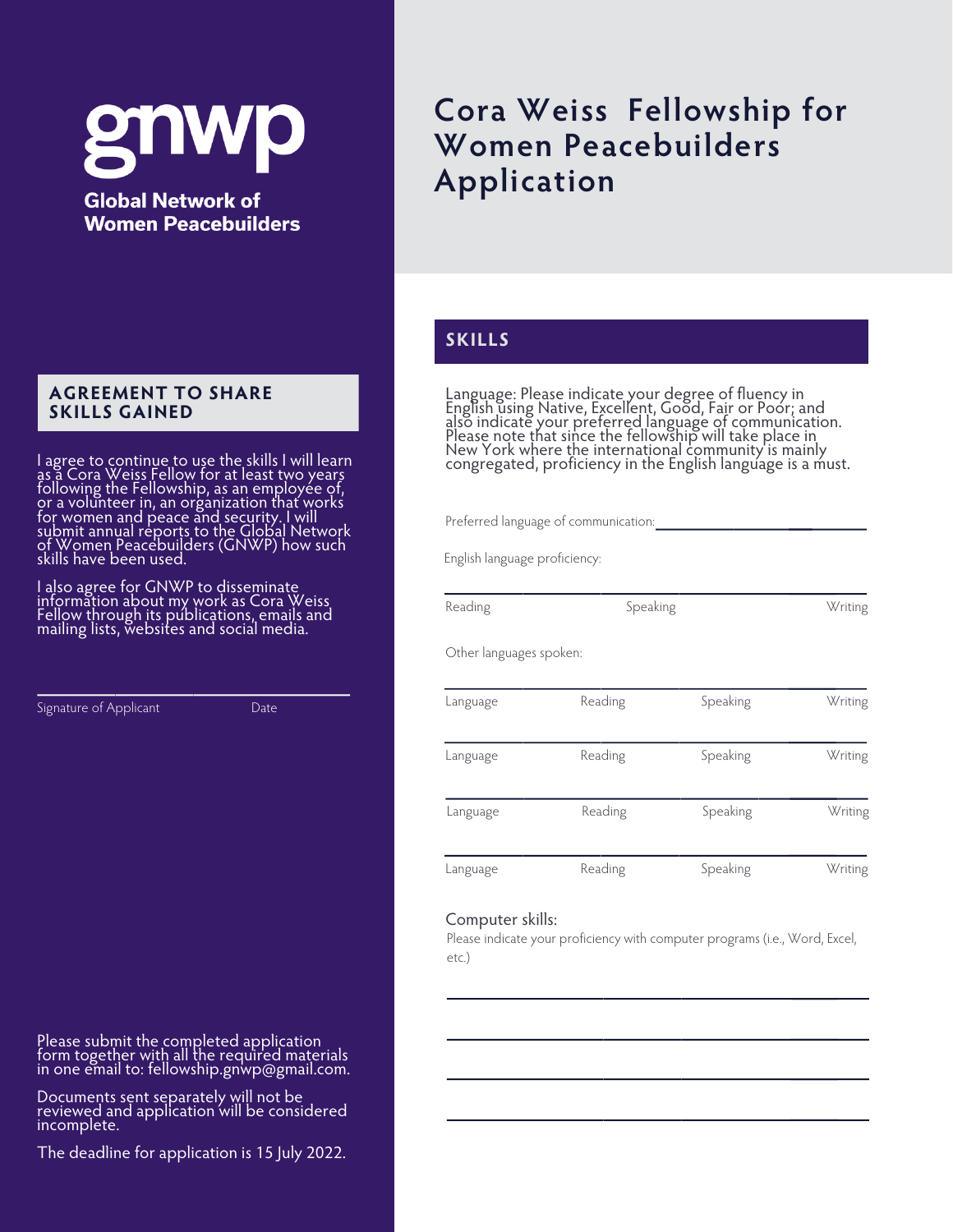gnwp

**Global Network of Women Peacebuilders**

# Cora Weiss Fellowship for Women Peacebuilders Application

## AGREEMENT TO SHARE SKILLS GAINED

I agree to continue to use the skills I will learn as a Cora Weiss Fellow for at least two years following the Fellowship, as an employee of, or a volunteer in, an organization that works for women and peace and security. I will submit annual reports to the Global Network of Women Peacebuilders (GNWP) how such skills have been used.

I also agree for GNWP to disseminate information about my work as Cora Weiss Fellow through its publications, emails and mailing lists, websites and social media.

______________________________

Signature of Applicant　　　　Date

Please submit the completed application form together with all the required materials in one email to: fellowship.gnwp@gmail.com.

Documents sent separately will not be reviewed and application will be considered incomplete.

The deadline for application is 15 July 2022.

## SKILLS

Language: Please indicate your degree of fluency in English using Native, Excellent, Good, Fair or Poor; and also indicate your preferred language of communication. Please note that since the fellowship will take place in New York where the international community is mainly congregated, proficiency in the English language is a must.

Preferred language of communication: ______________________

English language proficiency:

______________________________________________

Reading　　　　Speaking　　　　Writing

Other languages spoken:

______________________________________________

Language　　　　Reading　　　　Speaking　　　　Writing

______________________________________________

Language　　　　Reading　　　　Speaking　　　　Writing

______________________________________________

Language　　　　Reading　　　　Speaking　　　　Writing

______________________________________________

Language　　　　Reading　　　　Speaking　　　　Writing

Computer skills:

Please indicate your proficiency with computer programs (i.e., Word, Excel, etc.)

______________________________________________

______________________________________________

______________________________________________

______________________________________________